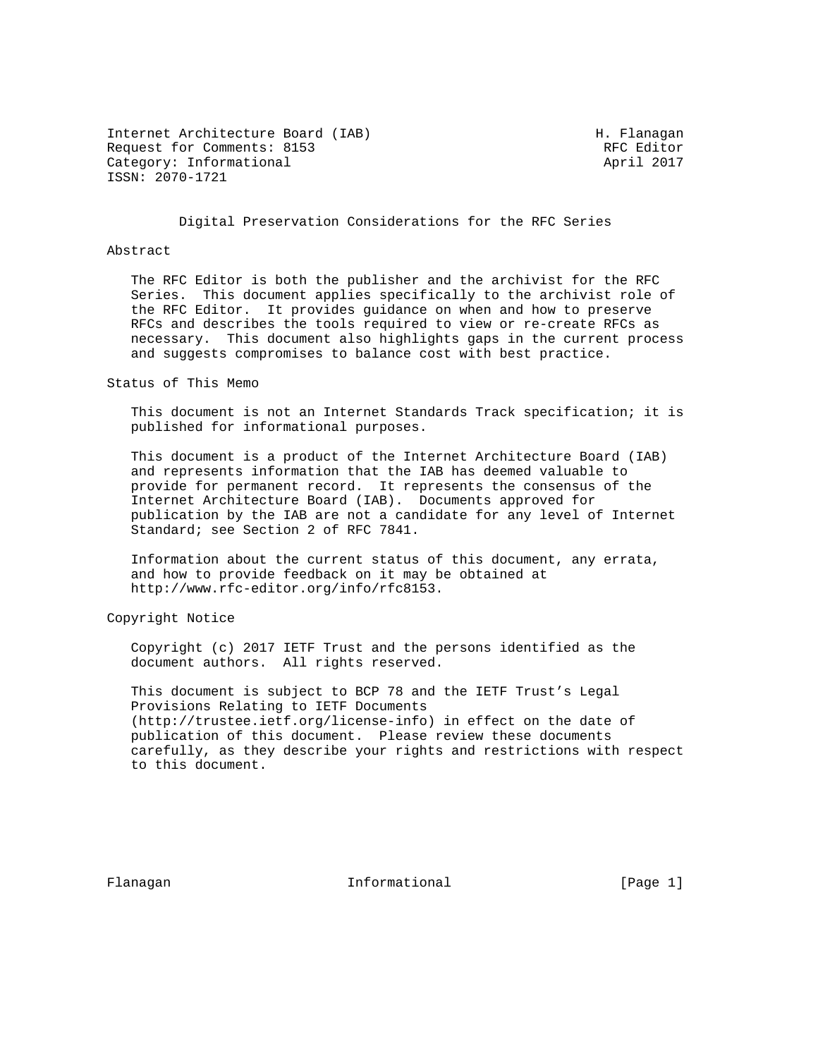Internet Architecture Board (IAB) H. Flanagan
Request for Comments: 8153 RFC Editor
Category: Informational April 2017
ISSN: 2070-1721

# Digital Preservation Considerations for the RFC Series

## Abstract

The RFC Editor is both the publisher and the archivist for the RFC Series. This document applies specifically to the archivist role of the RFC Editor. It provides guidance on when and how to preserve RFCs and describes the tools required to view or re-create RFCs as necessary. This document also highlights gaps in the current process and suggests compromises to balance cost with best practice.

## Status of This Memo

This document is not an Internet Standards Track specification; it is published for informational purposes.

This document is a product of the Internet Architecture Board (IAB) and represents information that the IAB has deemed valuable to provide for permanent record. It represents the consensus of the Internet Architecture Board (IAB). Documents approved for publication by the IAB are not a candidate for any level of Internet Standard; see Section 2 of RFC 7841.

Information about the current status of this document, any errata, and how to provide feedback on it may be obtained at http://www.rfc-editor.org/info/rfc8153.

## Copyright Notice

Copyright (c) 2017 IETF Trust and the persons identified as the document authors. All rights reserved.

This document is subject to BCP 78 and the IETF Trust's Legal Provisions Relating to IETF Documents (http://trustee.ietf.org/license-info) in effect on the date of publication of this document. Please review these documents carefully, as they describe your rights and restrictions with respect to this document.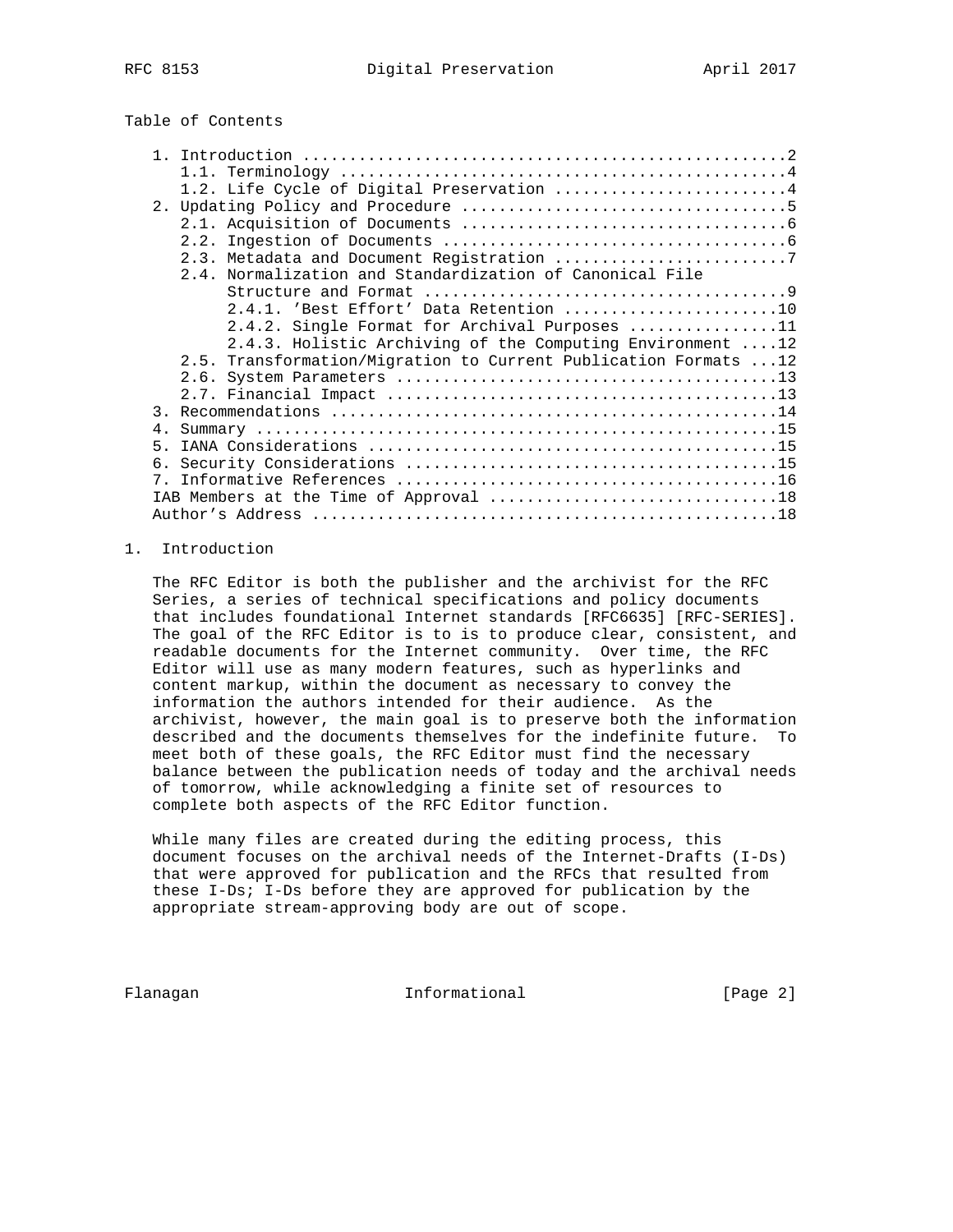Table of Contents

```
   1. Introduction ....................................................2
      1.1. Terminology ................................................4
      1.2. Life Cycle of Digital Preservation .........................4
   2. Updating Policy and Procedure ...................................5
      2.1. Acquisition of Documents ...................................6
      2.2. Ingestion of Documents .....................................6
      2.3. Metadata and Document Registration .........................7
      2.4. Normalization and Standardization of Canonical File
           Structure and Format .......................................9
           2.4.1. 'Best Effort' Data Retention .......................10
           2.4.2. Single Format for Archival Purposes ................11
           2.4.3. Holistic Archiving of the Computing Environment ....12
      2.5. Transformation/Migration to Current Publication Formats ...12
      2.6. System Parameters .........................................13
      2.7. Financial Impact ..........................................13
   3. Recommendations ................................................14
   4. Summary ........................................................15
   5. IANA Considerations ............................................15
   6. Security Considerations ........................................15
   7. Informative References .........................................16
   IAB Members at the Time of Approval ...............................18
   Author's Address ..................................................18
```

## 1. Introduction

The RFC Editor is both the publisher and the archivist for the RFC Series, a series of technical specifications and policy documents that includes foundational Internet standards [RFC6635] [RFC-SERIES]. The goal of the RFC Editor is to is to produce clear, consistent, and readable documents for the Internet community. Over time, the RFC Editor will use as many modern features, such as hyperlinks and content markup, within the document as necessary to convey the information the authors intended for their audience. As the archivist, however, the main goal is to preserve both the information described and the documents themselves for the indefinite future. To meet both of these goals, the RFC Editor must find the necessary balance between the publication needs of today and the archival needs of tomorrow, while acknowledging a finite set of resources to complete both aspects of the RFC Editor function.

While many files are created during the editing process, this document focuses on the archival needs of the Internet-Drafts (I-Ds) that were approved for publication and the RFCs that resulted from these I-Ds; I-Ds before they are approved for publication by the appropriate stream-approving body are out of scope.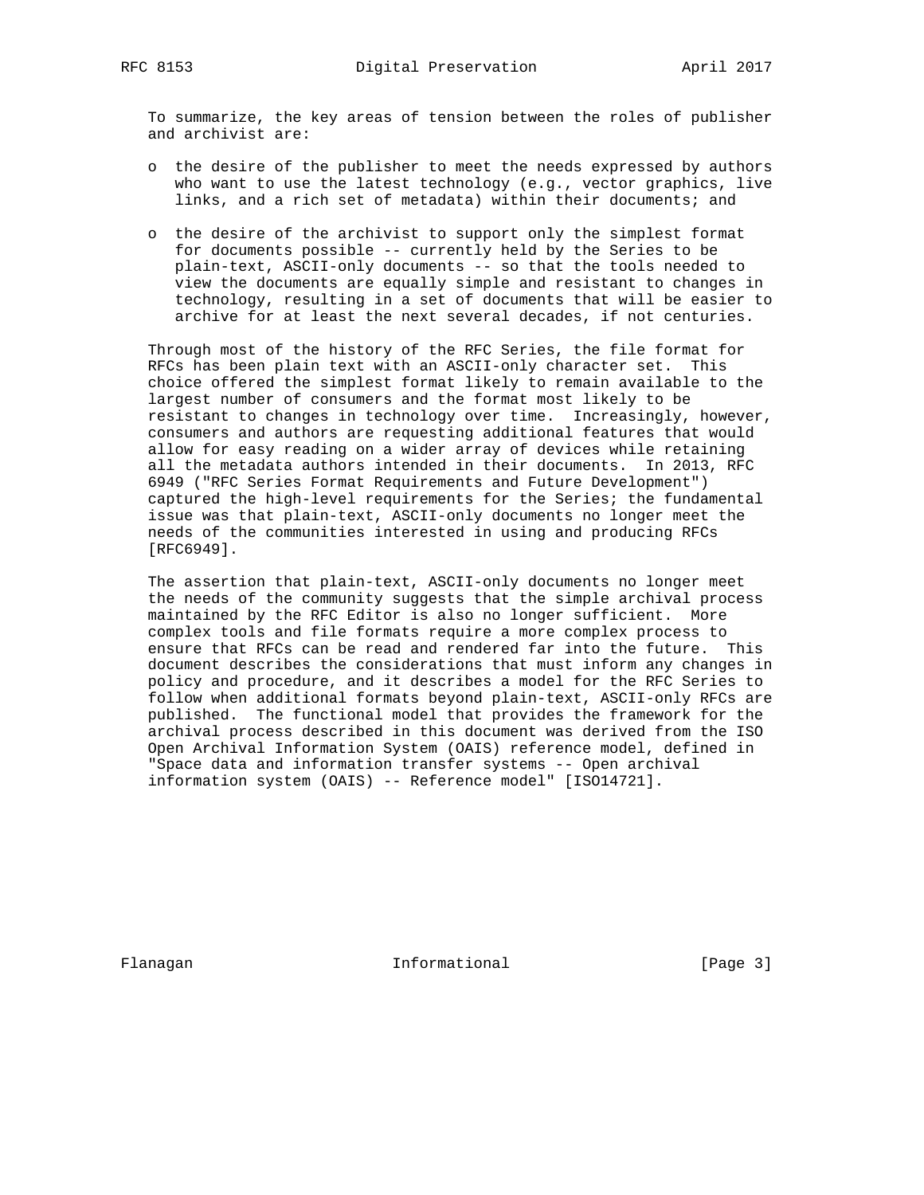To summarize, the key areas of tension between the roles of publisher and archivist are:

- the desire of the publisher to meet the needs expressed by authors who want to use the latest technology (e.g., vector graphics, live links, and a rich set of metadata) within their documents; and

- the desire of the archivist to support only the simplest format for documents possible -- currently held by the Series to be plain-text, ASCII-only documents -- so that the tools needed to view the documents are equally simple and resistant to changes in technology, resulting in a set of documents that will be easier to archive for at least the next several decades, if not centuries.

Through most of the history of the RFC Series, the file format for RFCs has been plain text with an ASCII-only character set. This choice offered the simplest format likely to remain available to the largest number of consumers and the format most likely to be resistant to changes in technology over time. Increasingly, however, consumers and authors are requesting additional features that would allow for easy reading on a wider array of devices while retaining all the metadata authors intended in their documents. In 2013, RFC 6949 ("RFC Series Format Requirements and Future Development") captured the high-level requirements for the Series; the fundamental issue was that plain-text, ASCII-only documents no longer meet the needs of the communities interested in using and producing RFCs [RFC6949].

The assertion that plain-text, ASCII-only documents no longer meet the needs of the community suggests that the simple archival process maintained by the RFC Editor is also no longer sufficient. More complex tools and file formats require a more complex process to ensure that RFCs can be read and rendered far into the future. This document describes the considerations that must inform any changes in policy and procedure, and it describes a model for the RFC Series to follow when additional formats beyond plain-text, ASCII-only RFCs are published. The functional model that provides the framework for the archival process described in this document was derived from the ISO Open Archival Information System (OAIS) reference model, defined in "Space data and information transfer systems -- Open archival information system (OAIS) -- Reference model" [ISO14721].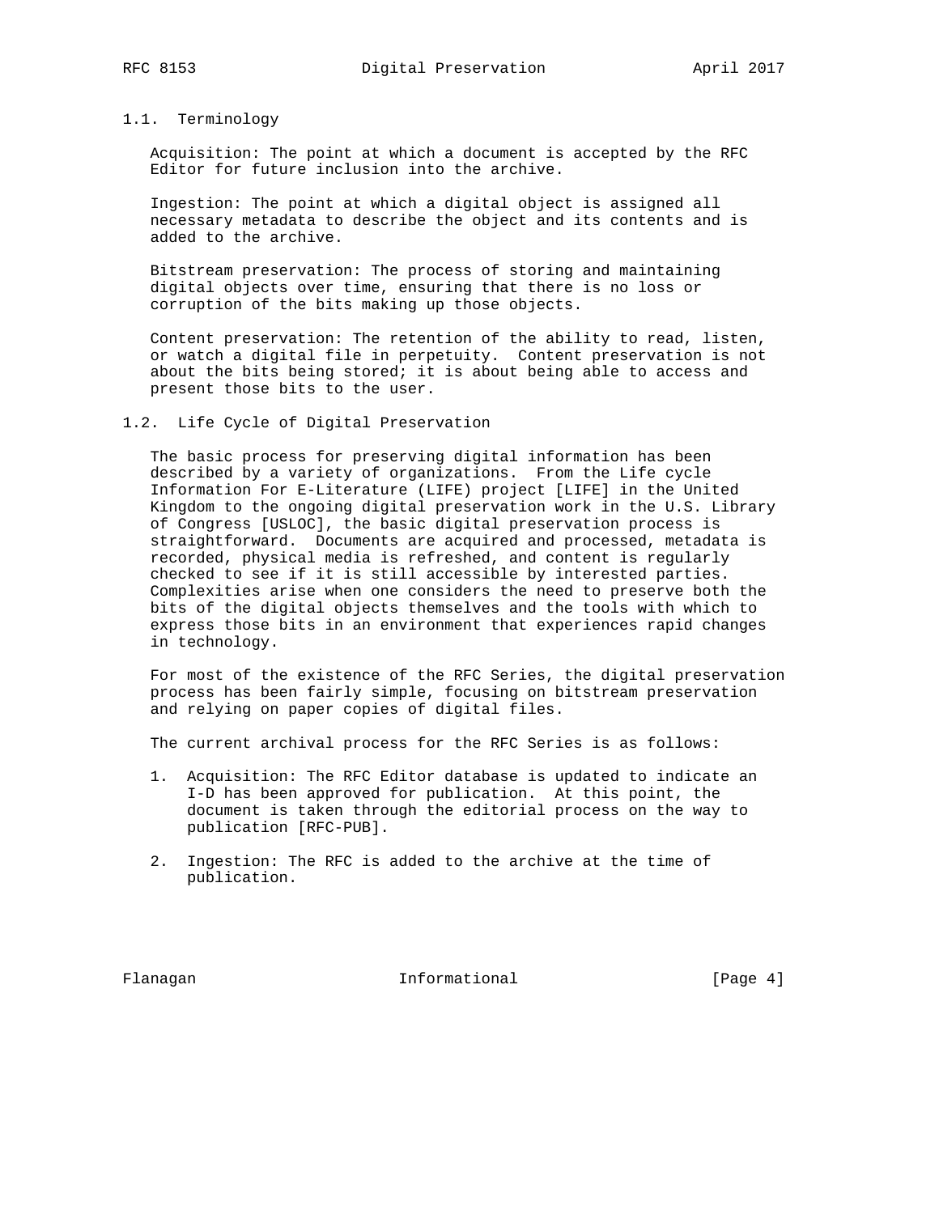### 1.1. Terminology

Acquisition: The point at which a document is accepted by the RFC Editor for future inclusion into the archive.

Ingestion: The point at which a digital object is assigned all necessary metadata to describe the object and its contents and is added to the archive.

Bitstream preservation: The process of storing and maintaining digital objects over time, ensuring that there is no loss or corruption of the bits making up those objects.

Content preservation: The retention of the ability to read, listen, or watch a digital file in perpetuity. Content preservation is not about the bits being stored; it is about being able to access and present those bits to the user.

### 1.2. Life Cycle of Digital Preservation

The basic process for preserving digital information has been described by a variety of organizations. From the Life cycle Information For E-Literature (LIFE) project [LIFE] in the United Kingdom to the ongoing digital preservation work in the U.S. Library of Congress [USLOC], the basic digital preservation process is straightforward. Documents are acquired and processed, metadata is recorded, physical media is refreshed, and content is regularly checked to see if it is still accessible by interested parties. Complexities arise when one considers the need to preserve both the bits of the digital objects themselves and the tools with which to express those bits in an environment that experiences rapid changes in technology.

For most of the existence of the RFC Series, the digital preservation process has been fairly simple, focusing on bitstream preservation and relying on paper copies of digital files.

The current archival process for the RFC Series is as follows:

1. Acquisition: The RFC Editor database is updated to indicate an I-D has been approved for publication. At this point, the document is taken through the editorial process on the way to publication [RFC-PUB].

2. Ingestion: The RFC is added to the archive at the time of publication.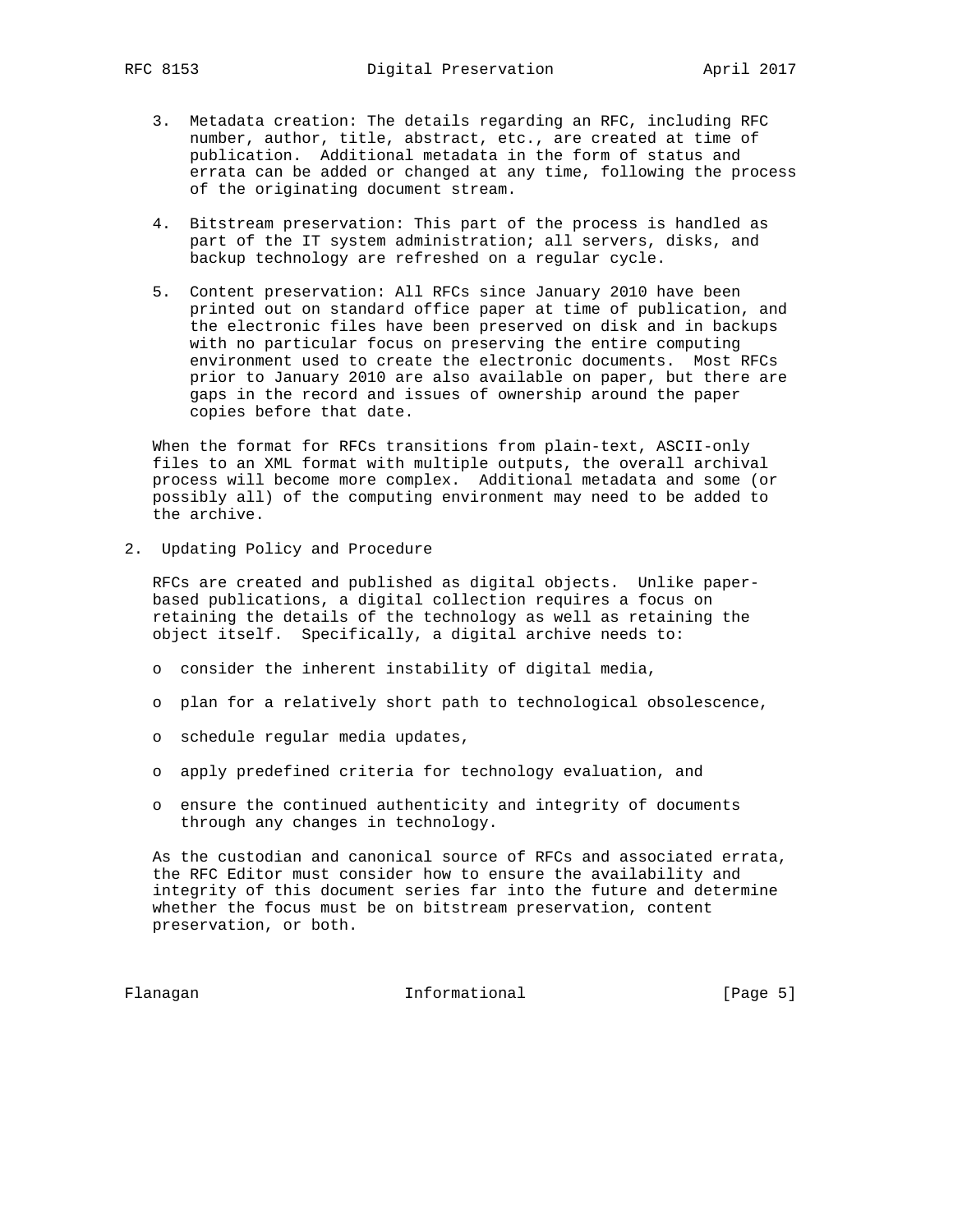3. Metadata creation: The details regarding an RFC, including RFC number, author, title, abstract, etc., are created at time of publication. Additional metadata in the form of status and errata can be added or changed at any time, following the process of the originating document stream.

4. Bitstream preservation: This part of the process is handled as part of the IT system administration; all servers, disks, and backup technology are refreshed on a regular cycle.

5. Content preservation: All RFCs since January 2010 have been printed out on standard office paper at time of publication, and the electronic files have been preserved on disk and in backups with no particular focus on preserving the entire computing environment used to create the electronic documents. Most RFCs prior to January 2010 are also available on paper, but there are gaps in the record and issues of ownership around the paper copies before that date.

When the format for RFCs transitions from plain-text, ASCII-only files to an XML format with multiple outputs, the overall archival process will become more complex. Additional metadata and some (or possibly all) of the computing environment may need to be added to the archive.

## 2. Updating Policy and Procedure

RFCs are created and published as digital objects. Unlike paper-based publications, a digital collection requires a focus on retaining the details of the technology as well as retaining the object itself. Specifically, a digital archive needs to:

- consider the inherent instability of digital media,
- plan for a relatively short path to technological obsolescence,
- schedule regular media updates,
- apply predefined criteria for technology evaluation, and
- ensure the continued authenticity and integrity of documents through any changes in technology.

As the custodian and canonical source of RFCs and associated errata, the RFC Editor must consider how to ensure the availability and integrity of this document series far into the future and determine whether the focus must be on bitstream preservation, content preservation, or both.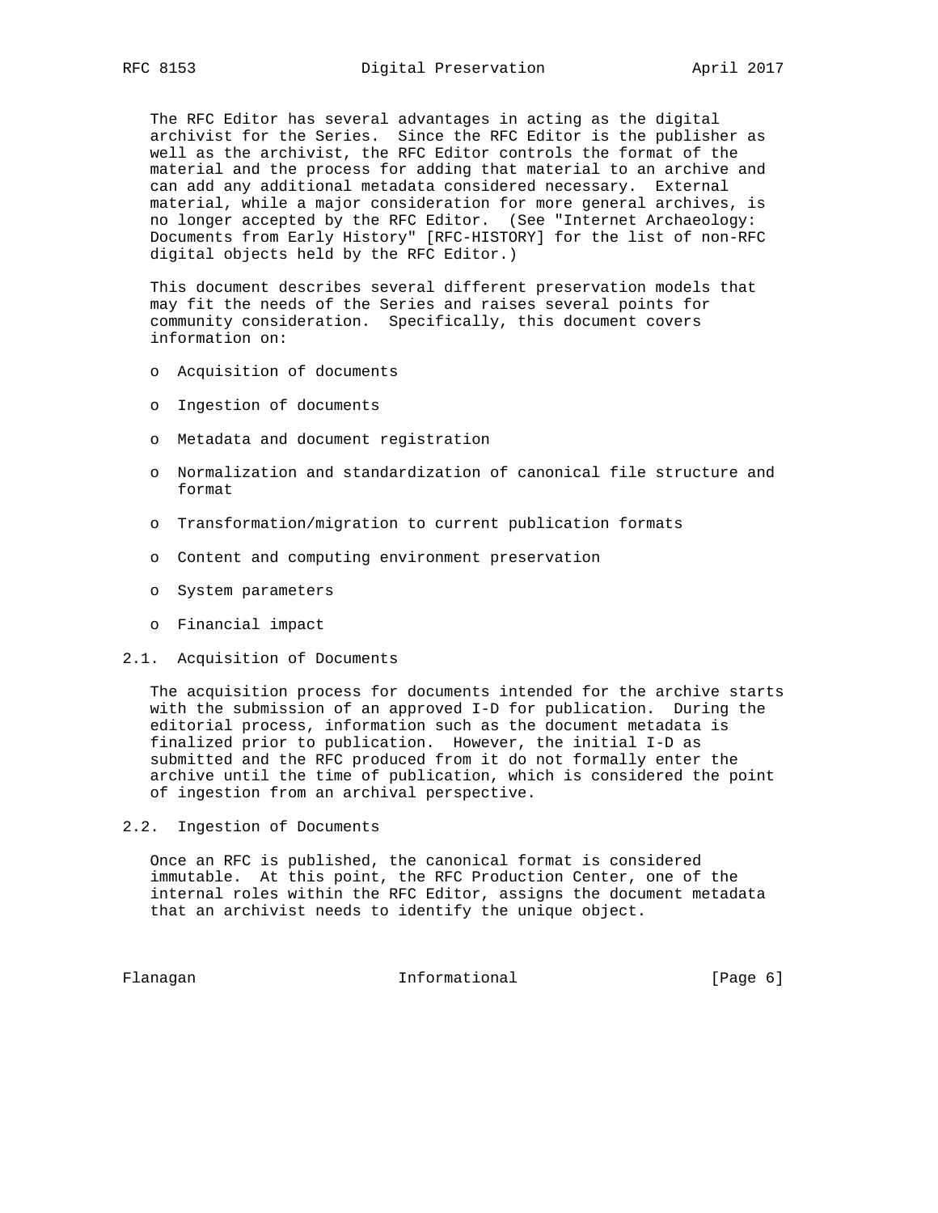The RFC Editor has several advantages in acting as the digital archivist for the Series. Since the RFC Editor is the publisher as well as the archivist, the RFC Editor controls the format of the material and the process for adding that material to an archive and can add any additional metadata considered necessary. External material, while a major consideration for more general archives, is no longer accepted by the RFC Editor. (See "Internet Archaeology: Documents from Early History" [RFC-HISTORY] for the list of non-RFC digital objects held by the RFC Editor.)

This document describes several different preservation models that may fit the needs of the Series and raises several points for community consideration. Specifically, this document covers information on:

- Acquisition of documents
- Ingestion of documents
- Metadata and document registration
- Normalization and standardization of canonical file structure and format
- Transformation/migration to current publication formats
- Content and computing environment preservation
- System parameters
- Financial impact

### 2.1. Acquisition of Documents

The acquisition process for documents intended for the archive starts with the submission of an approved I-D for publication. During the editorial process, information such as the document metadata is finalized prior to publication. However, the initial I-D as submitted and the RFC produced from it do not formally enter the archive until the time of publication, which is considered the point of ingestion from an archival perspective.

### 2.2. Ingestion of Documents

Once an RFC is published, the canonical format is considered immutable. At this point, the RFC Production Center, one of the internal roles within the RFC Editor, assigns the document metadata that an archivist needs to identify the unique object.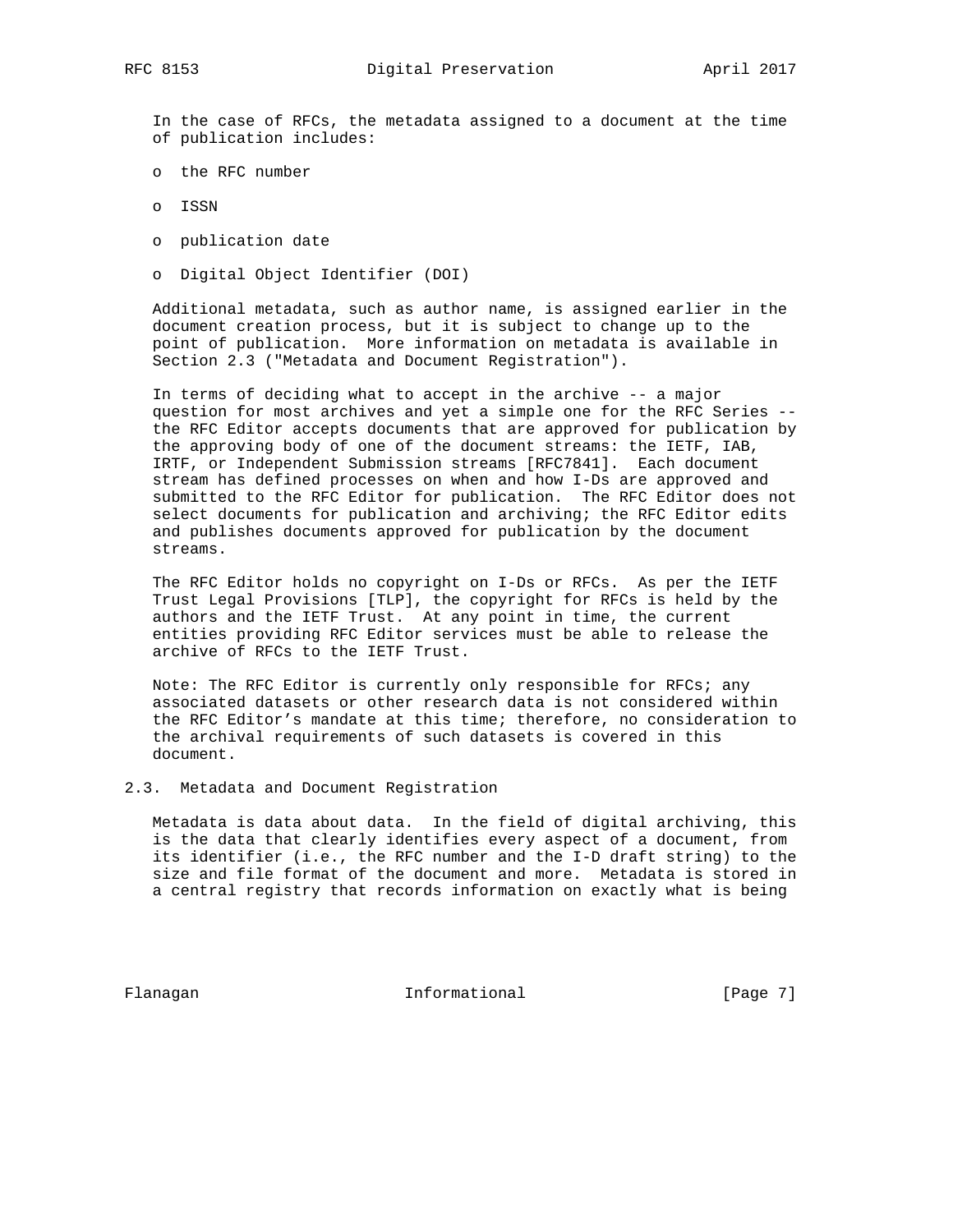In the case of RFCs, the metadata assigned to a document at the time of publication includes:

- the RFC number
- ISSN
- publication date
- Digital Object Identifier (DOI)

Additional metadata, such as author name, is assigned earlier in the document creation process, but it is subject to change up to the point of publication. More information on metadata is available in Section 2.3 ("Metadata and Document Registration").

In terms of deciding what to accept in the archive -- a major question for most archives and yet a simple one for the RFC Series -- the RFC Editor accepts documents that are approved for publication by the approving body of one of the document streams: the IETF, IAB, IRTF, or Independent Submission streams [RFC7841]. Each document stream has defined processes on when and how I-Ds are approved and submitted to the RFC Editor for publication. The RFC Editor does not select documents for publication and archiving; the RFC Editor edits and publishes documents approved for publication by the document streams.

The RFC Editor holds no copyright on I-Ds or RFCs. As per the IETF Trust Legal Provisions [TLP], the copyright for RFCs is held by the authors and the IETF Trust. At any point in time, the current entities providing RFC Editor services must be able to release the archive of RFCs to the IETF Trust.

Note: The RFC Editor is currently only responsible for RFCs; any associated datasets or other research data is not considered within the RFC Editor’s mandate at this time; therefore, no consideration to the archival requirements of such datasets is covered in this document.

### 2.3. Metadata and Document Registration

Metadata is data about data. In the field of digital archiving, this is the data that clearly identifies every aspect of a document, from its identifier (i.e., the RFC number and the I-D draft string) to the size and file format of the document and more. Metadata is stored in a central registry that records information on exactly what is being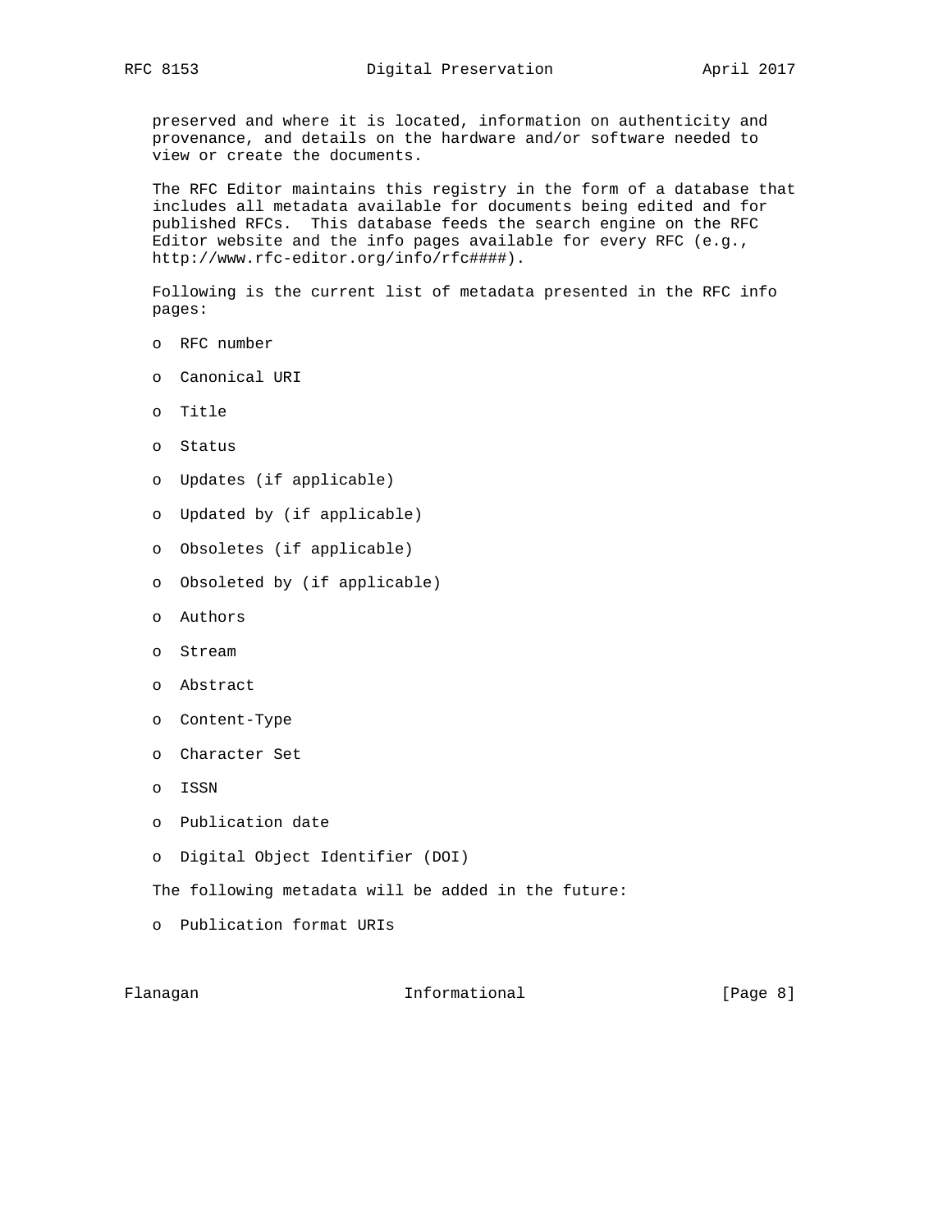preserved and where it is located, information on authenticity and provenance, and details on the hardware and/or software needed to view or create the documents.

The RFC Editor maintains this registry in the form of a database that includes all metadata available for documents being edited and for published RFCs. This database feeds the search engine on the RFC Editor website and the info pages available for every RFC (e.g., http://www.rfc-editor.org/info/rfc####).

Following is the current list of metadata presented in the RFC info pages:

- RFC number
- Canonical URI
- Title
- Status
- Updates (if applicable)
- Updated by (if applicable)
- Obsoletes (if applicable)
- Obsoleted by (if applicable)
- Authors
- Stream
- Abstract
- Content-Type
- Character Set
- ISSN
- Publication date
- Digital Object Identifier (DOI)

The following metadata will be added in the future:

- Publication format URIs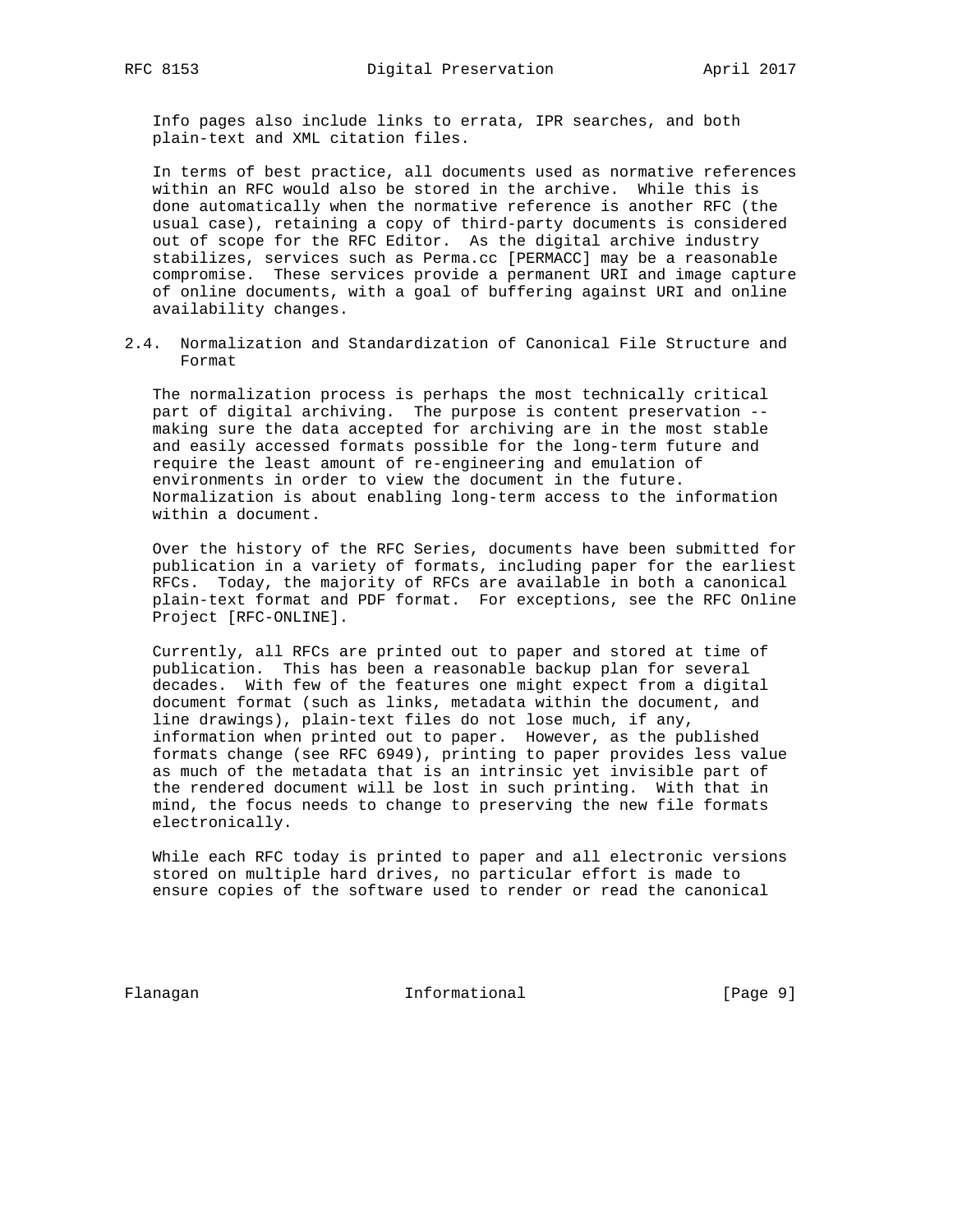Info pages also include links to errata, IPR searches, and both plain-text and XML citation files.

In terms of best practice, all documents used as normative references within an RFC would also be stored in the archive. While this is done automatically when the normative reference is another RFC (the usual case), retaining a copy of third-party documents is considered out of scope for the RFC Editor. As the digital archive industry stabilizes, services such as Perma.cc [PERMACC] may be a reasonable compromise. These services provide a permanent URI and image capture of online documents, with a goal of buffering against URI and online availability changes.

## 2.4. Normalization and Standardization of Canonical File Structure and Format

The normalization process is perhaps the most technically critical part of digital archiving. The purpose is content preservation -- making sure the data accepted for archiving are in the most stable and easily accessed formats possible for the long-term future and require the least amount of re-engineering and emulation of environments in order to view the document in the future. Normalization is about enabling long-term access to the information within a document.

Over the history of the RFC Series, documents have been submitted for publication in a variety of formats, including paper for the earliest RFCs. Today, the majority of RFCs are available in both a canonical plain-text format and PDF format. For exceptions, see the RFC Online Project [RFC-ONLINE].

Currently, all RFCs are printed out to paper and stored at time of publication. This has been a reasonable backup plan for several decades. With few of the features one might expect from a digital document format (such as links, metadata within the document, and line drawings), plain-text files do not lose much, if any, information when printed out to paper. However, as the published formats change (see RFC 6949), printing to paper provides less value as much of the metadata that is an intrinsic yet invisible part of the rendered document will be lost in such printing. With that in mind, the focus needs to change to preserving the new file formats electronically.

While each RFC today is printed to paper and all electronic versions stored on multiple hard drives, no particular effort is made to ensure copies of the software used to render or read the canonical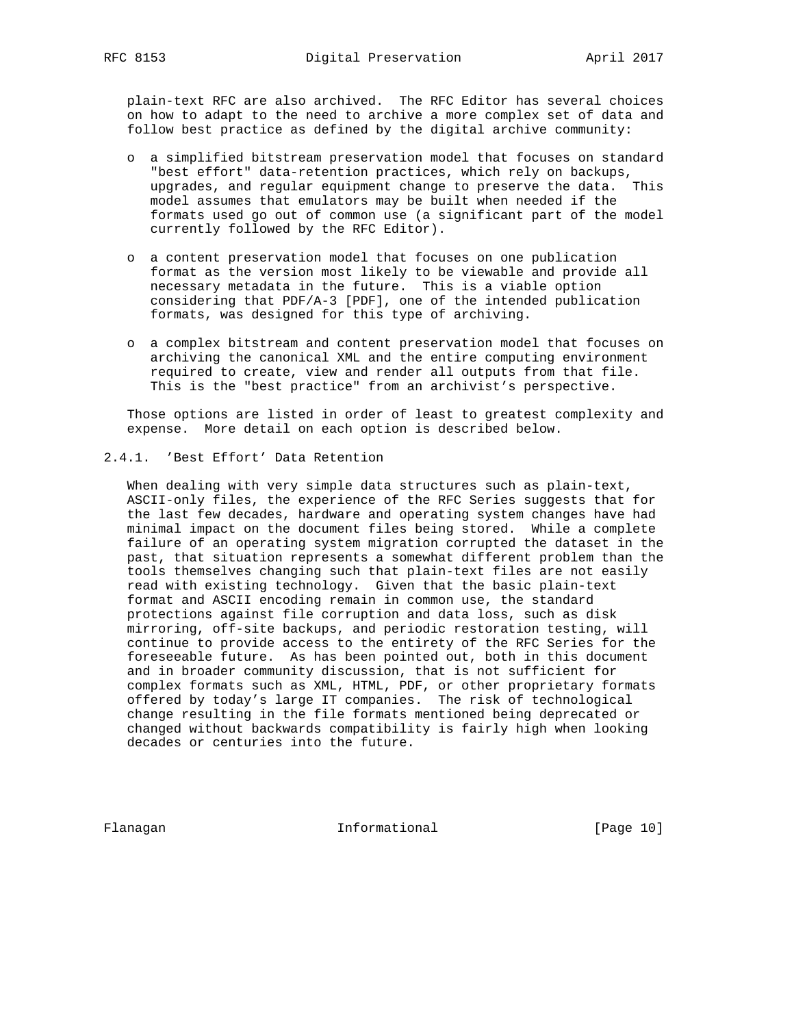plain-text RFC are also archived. The RFC Editor has several choices on how to adapt to the need to archive a more complex set of data and follow best practice as defined by the digital archive community:

- a simplified bitstream preservation model that focuses on standard "best effort" data-retention practices, which rely on backups, upgrades, and regular equipment change to preserve the data. This model assumes that emulators may be built when needed if the formats used go out of common use (a significant part of the model currently followed by the RFC Editor).

- a content preservation model that focuses on one publication format as the version most likely to be viewable and provide all necessary metadata in the future. This is a viable option considering that PDF/A-3 [PDF], one of the intended publication formats, was designed for this type of archiving.

- a complex bitstream and content preservation model that focuses on archiving the canonical XML and the entire computing environment required to create, view and render all outputs from that file. This is the "best practice" from an archivist's perspective.

Those options are listed in order of least to greatest complexity and expense. More detail on each option is described below.

### 2.4.1. 'Best Effort' Data Retention

When dealing with very simple data structures such as plain-text, ASCII-only files, the experience of the RFC Series suggests that for the last few decades, hardware and operating system changes have had minimal impact on the document files being stored. While a complete failure of an operating system migration corrupted the dataset in the past, that situation represents a somewhat different problem than the tools themselves changing such that plain-text files are not easily read with existing technology. Given that the basic plain-text format and ASCII encoding remain in common use, the standard protections against file corruption and data loss, such as disk mirroring, off-site backups, and periodic restoration testing, will continue to provide access to the entirety of the RFC Series for the foreseeable future. As has been pointed out, both in this document and in broader community discussion, that is not sufficient for complex formats such as XML, HTML, PDF, or other proprietary formats offered by today's large IT companies. The risk of technological change resulting in the file formats mentioned being deprecated or changed without backwards compatibility is fairly high when looking decades or centuries into the future.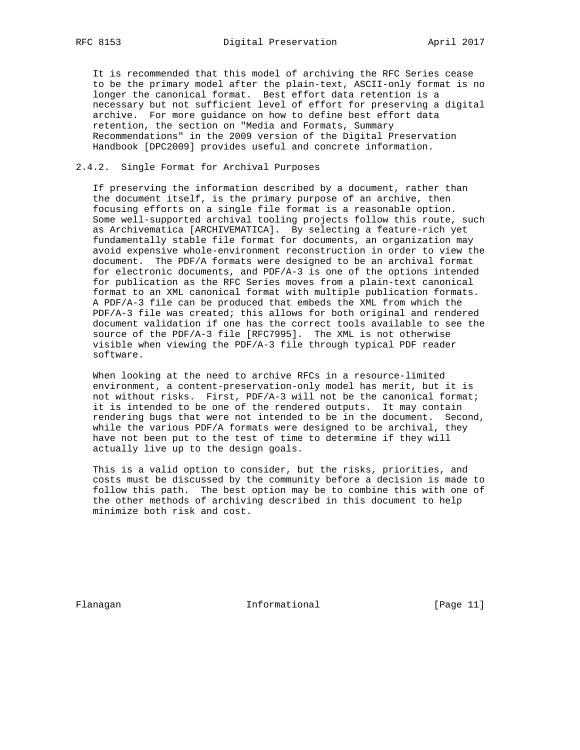It is recommended that this model of archiving the RFC Series cease to be the primary model after the plain-text, ASCII-only format is no longer the canonical format. Best effort data retention is a necessary but not sufficient level of effort for preserving a digital archive. For more guidance on how to define best effort data retention, the section on "Media and Formats, Summary Recommendations" in the 2009 version of the Digital Preservation Handbook [DPC2009] provides useful and concrete information.

### 2.4.2. Single Format for Archival Purposes

If preserving the information described by a document, rather than the document itself, is the primary purpose of an archive, then focusing efforts on a single file format is a reasonable option. Some well-supported archival tooling projects follow this route, such as Archivematica [ARCHIVEMATICA]. By selecting a feature-rich yet fundamentally stable file format for documents, an organization may avoid expensive whole-environment reconstruction in order to view the document. The PDF/A formats were designed to be an archival format for electronic documents, and PDF/A-3 is one of the options intended for publication as the RFC Series moves from a plain-text canonical format to an XML canonical format with multiple publication formats. A PDF/A-3 file can be produced that embeds the XML from which the PDF/A-3 file was created; this allows for both original and rendered document validation if one has the correct tools available to see the source of the PDF/A-3 file [RFC7995]. The XML is not otherwise visible when viewing the PDF/A-3 file through typical PDF reader software.

When looking at the need to archive RFCs in a resource-limited environment, a content-preservation-only model has merit, but it is not without risks. First, PDF/A-3 will not be the canonical format; it is intended to be one of the rendered outputs. It may contain rendering bugs that were not intended to be in the document. Second, while the various PDF/A formats were designed to be archival, they have not been put to the test of time to determine if they will actually live up to the design goals.

This is a valid option to consider, but the risks, priorities, and costs must be discussed by the community before a decision is made to follow this path. The best option may be to combine this with one of the other methods of archiving described in this document to help minimize both risk and cost.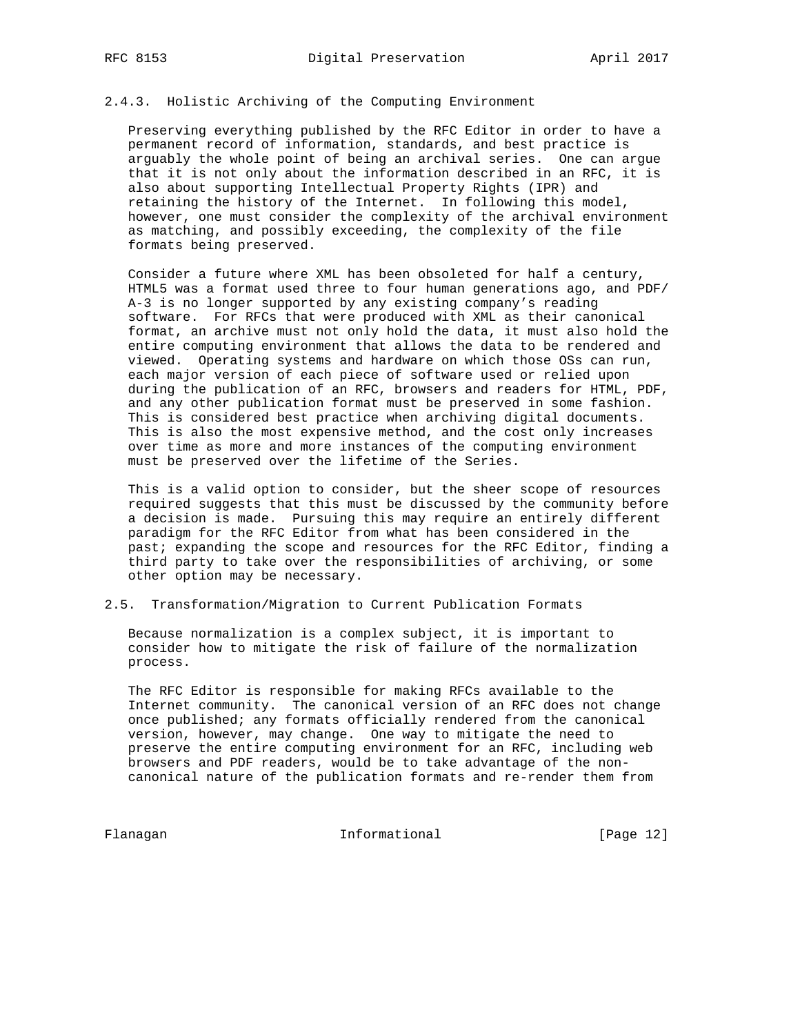### 2.4.3. Holistic Archiving of the Computing Environment

Preserving everything published by the RFC Editor in order to have a permanent record of information, standards, and best practice is arguably the whole point of being an archival series. One can argue that it is not only about the information described in an RFC, it is also about supporting Intellectual Property Rights (IPR) and retaining the history of the Internet. In following this model, however, one must consider the complexity of the archival environment as matching, and possibly exceeding, the complexity of the file formats being preserved.

Consider a future where XML has been obsoleted for half a century, HTML5 was a format used three to four human generations ago, and PDF/A-3 is no longer supported by any existing company's reading software. For RFCs that were produced with XML as their canonical format, an archive must not only hold the data, it must also hold the entire computing environment that allows the data to be rendered and viewed. Operating systems and hardware on which those OSs can run, each major version of each piece of software used or relied upon during the publication of an RFC, browsers and readers for HTML, PDF, and any other publication format must be preserved in some fashion. This is considered best practice when archiving digital documents. This is also the most expensive method, and the cost only increases over time as more and more instances of the computing environment must be preserved over the lifetime of the Series.

This is a valid option to consider, but the sheer scope of resources required suggests that this must be discussed by the community before a decision is made. Pursuing this may require an entirely different paradigm for the RFC Editor from what has been considered in the past; expanding the scope and resources for the RFC Editor, finding a third party to take over the responsibilities of archiving, or some other option may be necessary.

## 2.5. Transformation/Migration to Current Publication Formats

Because normalization is a complex subject, it is important to consider how to mitigate the risk of failure of the normalization process.

The RFC Editor is responsible for making RFCs available to the Internet community. The canonical version of an RFC does not change once published; any formats officially rendered from the canonical version, however, may change. One way to mitigate the need to preserve the entire computing environment for an RFC, including web browsers and PDF readers, would be to take advantage of the non-canonical nature of the publication formats and re-render them from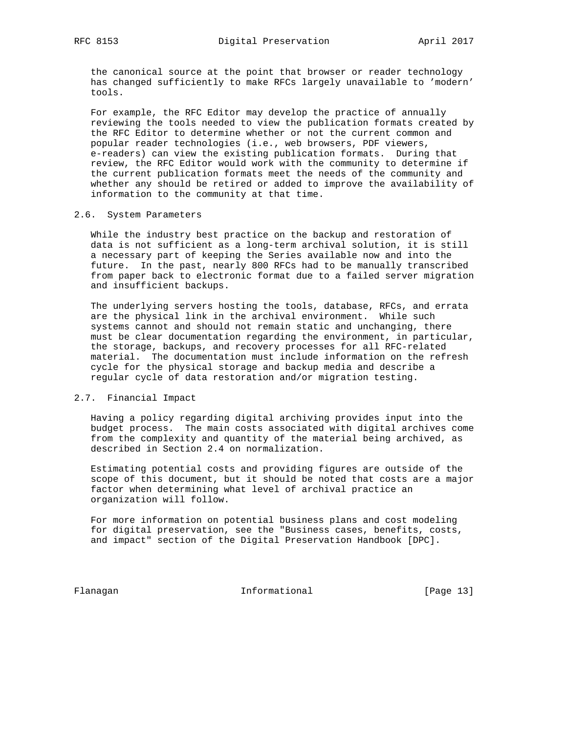the canonical source at the point that browser or reader technology has changed sufficiently to make RFCs largely unavailable to 'modern' tools.

For example, the RFC Editor may develop the practice of annually reviewing the tools needed to view the publication formats created by the RFC Editor to determine whether or not the current common and popular reader technologies (i.e., web browsers, PDF viewers, e-readers) can view the existing publication formats. During that review, the RFC Editor would work with the community to determine if the current publication formats meet the needs of the community and whether any should be retired or added to improve the availability of information to the community at that time.

## 2.6. System Parameters

While the industry best practice on the backup and restoration of data is not sufficient as a long-term archival solution, it is still a necessary part of keeping the Series available now and into the future. In the past, nearly 800 RFCs had to be manually transcribed from paper back to electronic format due to a failed server migration and insufficient backups.

The underlying servers hosting the tools, database, RFCs, and errata are the physical link in the archival environment. While such systems cannot and should not remain static and unchanging, there must be clear documentation regarding the environment, in particular, the storage, backups, and recovery processes for all RFC-related material. The documentation must include information on the refresh cycle for the physical storage and backup media and describe a regular cycle of data restoration and/or migration testing.

## 2.7. Financial Impact

Having a policy regarding digital archiving provides input into the budget process. The main costs associated with digital archives come from the complexity and quantity of the material being archived, as described in Section 2.4 on normalization.

Estimating potential costs and providing figures are outside of the scope of this document, but it should be noted that costs are a major factor when determining what level of archival practice an organization will follow.

For more information on potential business plans and cost modeling for digital preservation, see the "Business cases, benefits, costs, and impact" section of the Digital Preservation Handbook [DPC].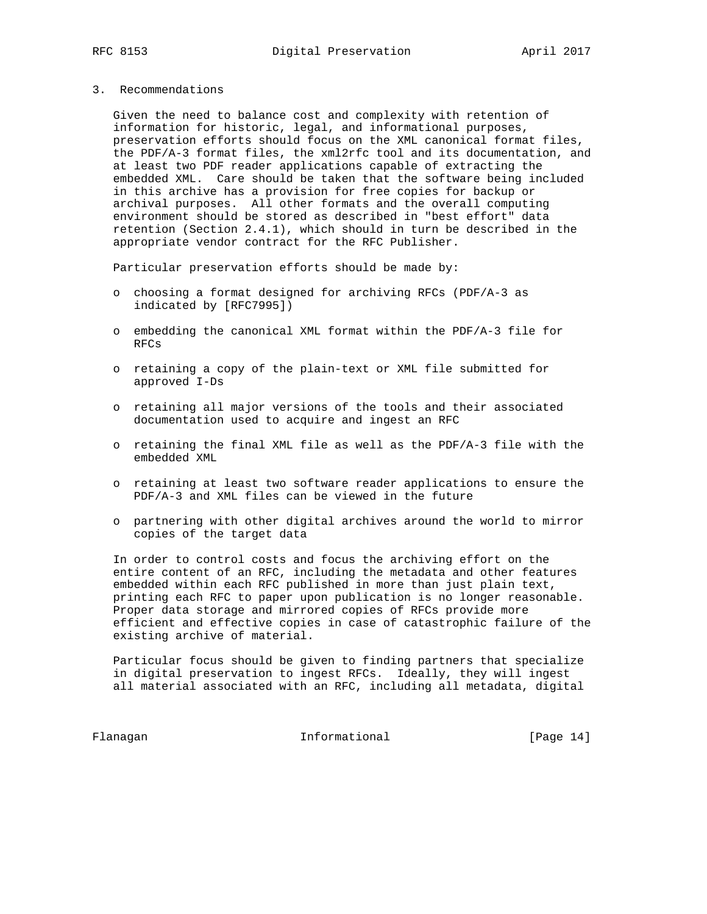## 3. Recommendations

Given the need to balance cost and complexity with retention of information for historic, legal, and informational purposes, preservation efforts should focus on the XML canonical format files, the PDF/A-3 format files, the xml2rfc tool and its documentation, and at least two PDF reader applications capable of extracting the embedded XML. Care should be taken that the software being included in this archive has a provision for free copies for backup or archival purposes. All other formats and the overall computing environment should be stored as described in "best effort" data retention (Section 2.4.1), which should in turn be described in the appropriate vendor contract for the RFC Publisher.

Particular preservation efforts should be made by:

- choosing a format designed for archiving RFCs (PDF/A-3 as indicated by [RFC7995])
- embedding the canonical XML format within the PDF/A-3 file for RFCs
- retaining a copy of the plain-text or XML file submitted for approved I-Ds
- retaining all major versions of the tools and their associated documentation used to acquire and ingest an RFC
- retaining the final XML file as well as the PDF/A-3 file with the embedded XML
- retaining at least two software reader applications to ensure the PDF/A-3 and XML files can be viewed in the future
- partnering with other digital archives around the world to mirror copies of the target data

In order to control costs and focus the archiving effort on the entire content of an RFC, including the metadata and other features embedded within each RFC published in more than just plain text, printing each RFC to paper upon publication is no longer reasonable. Proper data storage and mirrored copies of RFCs provide more efficient and effective copies in case of catastrophic failure of the existing archive of material.

Particular focus should be given to finding partners that specialize in digital preservation to ingest RFCs. Ideally, they will ingest all material associated with an RFC, including all metadata, digital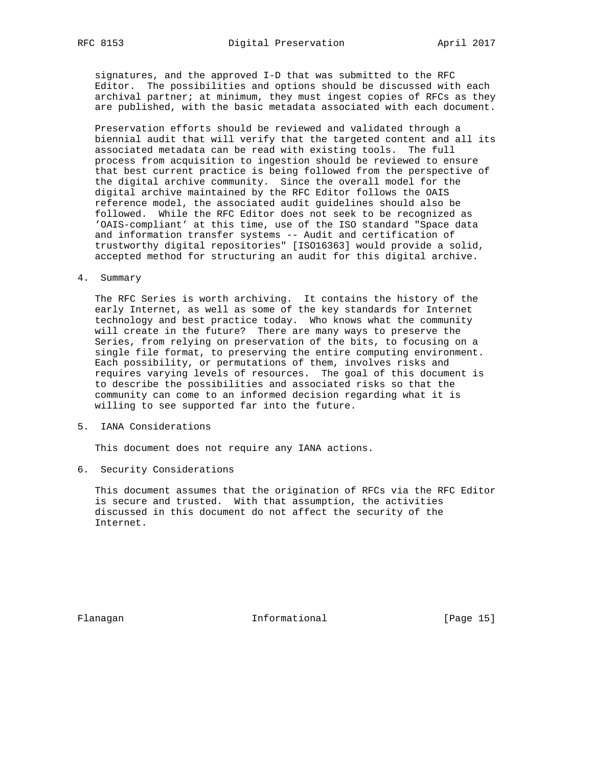signatures, and the approved I-D that was submitted to the RFC Editor. The possibilities and options should be discussed with each archival partner; at minimum, they must ingest copies of RFCs as they are published, with the basic metadata associated with each document.

Preservation efforts should be reviewed and validated through a biennial audit that will verify that the targeted content and all its associated metadata can be read with existing tools. The full process from acquisition to ingestion should be reviewed to ensure that best current practice is being followed from the perspective of the digital archive community. Since the overall model for the digital archive maintained by the RFC Editor follows the OAIS reference model, the associated audit guidelines should also be followed. While the RFC Editor does not seek to be recognized as 'OAIS-compliant' at this time, use of the ISO standard "Space data and information transfer systems -- Audit and certification of trustworthy digital repositories" [ISO16363] would provide a solid, accepted method for structuring an audit for this digital archive.

## 4. Summary

The RFC Series is worth archiving. It contains the history of the early Internet, as well as some of the key standards for Internet technology and best practice today. Who knows what the community will create in the future? There are many ways to preserve the Series, from relying on preservation of the bits, to focusing on a single file format, to preserving the entire computing environment. Each possibility, or permutations of them, involves risks and requires varying levels of resources. The goal of this document is to describe the possibilities and associated risks so that the community can come to an informed decision regarding what it is willing to see supported far into the future.

## 5. IANA Considerations

This document does not require any IANA actions.

## 6. Security Considerations

This document assumes that the origination of RFCs via the RFC Editor is secure and trusted. With that assumption, the activities discussed in this document do not affect the security of the Internet.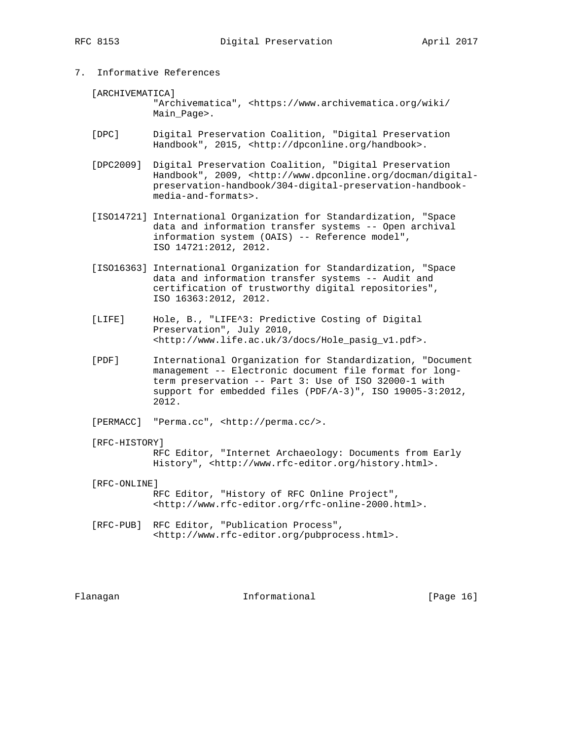## 7. Informative References

[ARCHIVEMATICA]
"Archivematica", <https://www.archivematica.org/wiki/Main_Page>.

[DPC] Digital Preservation Coalition, "Digital Preservation Handbook", 2015, <http://dpconline.org/handbook>.

[DPC2009] Digital Preservation Coalition, "Digital Preservation Handbook", 2009, <http://www.dpconline.org/docman/digital-preservation-handbook/304-digital-preservation-handbook-media-and-formats>.

[ISO14721] International Organization for Standardization, "Space data and information transfer systems -- Open archival information system (OAIS) -- Reference model", ISO 14721:2012, 2012.

[ISO16363] International Organization for Standardization, "Space data and information transfer systems -- Audit and certification of trustworthy digital repositories", ISO 16363:2012, 2012.

[LIFE] Hole, B., "LIFE^3: Predictive Costing of Digital Preservation", July 2010, <http://www.life.ac.uk/3/docs/Hole_pasig_v1.pdf>.

[PDF] International Organization for Standardization, "Document management -- Electronic document file format for long-term preservation -- Part 3: Use of ISO 32000-1 with support for embedded files (PDF/A-3)", ISO 19005-3:2012, 2012.

[PERMACC] "Perma.cc", <http://perma.cc/>.

[RFC-HISTORY]
RFC Editor, "Internet Archaeology: Documents from Early History", <http://www.rfc-editor.org/history.html>.

[RFC-ONLINE]
RFC Editor, "History of RFC Online Project", <http://www.rfc-editor.org/rfc-online-2000.html>.

[RFC-PUB] RFC Editor, "Publication Process", <http://www.rfc-editor.org/pubprocess.html>.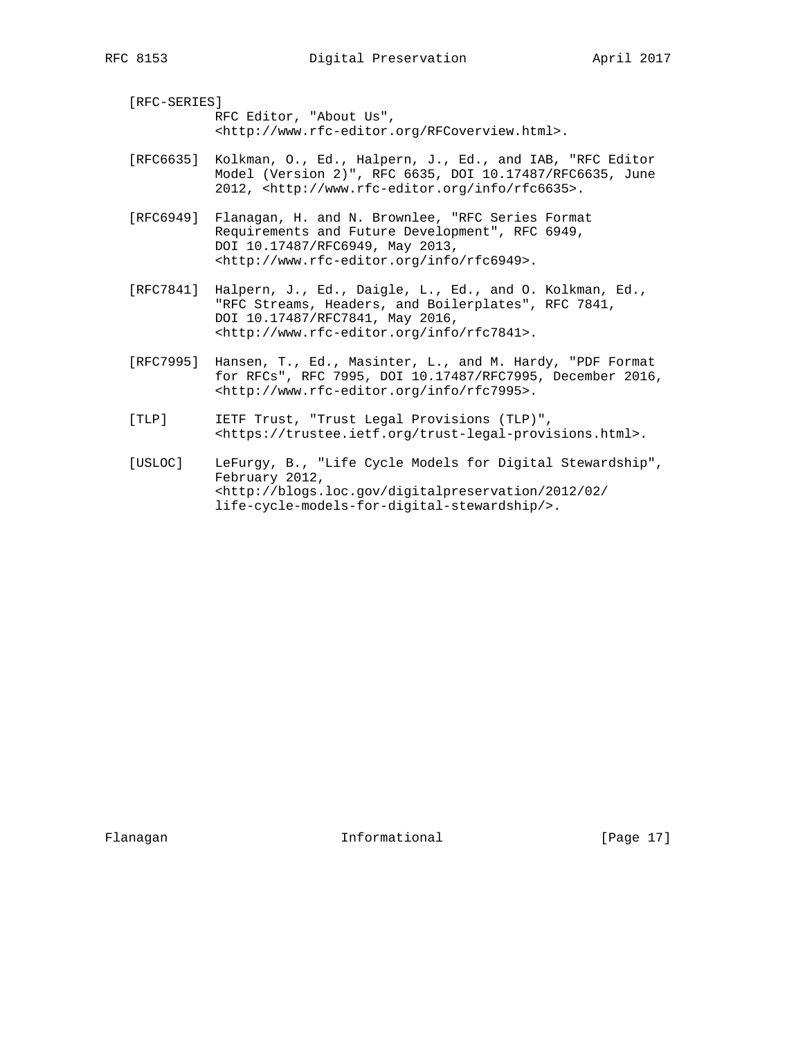[RFC-SERIES]
RFC Editor, "About Us", <http://www.rfc-editor.org/RFCoverview.html>.

[RFC6635] Kolkman, O., Ed., Halpern, J., Ed., and IAB, "RFC Editor Model (Version 2)", RFC 6635, DOI 10.17487/RFC6635, June 2012, <http://www.rfc-editor.org/info/rfc6635>.

[RFC6949] Flanagan, H. and N. Brownlee, "RFC Series Format Requirements and Future Development", RFC 6949, DOI 10.17487/RFC6949, May 2013, <http://www.rfc-editor.org/info/rfc6949>.

[RFC7841] Halpern, J., Ed., Daigle, L., Ed., and O. Kolkman, Ed., "RFC Streams, Headers, and Boilerplates", RFC 7841, DOI 10.17487/RFC7841, May 2016, <http://www.rfc-editor.org/info/rfc7841>.

[RFC7995] Hansen, T., Ed., Masinter, L., and M. Hardy, "PDF Format for RFCs", RFC 7995, DOI 10.17487/RFC7995, December 2016, <http://www.rfc-editor.org/info/rfc7995>.

[TLP] IETF Trust, "Trust Legal Provisions (TLP)", <https://trustee.ietf.org/trust-legal-provisions.html>.

[USLOC] LeFurgy, B., "Life Cycle Models for Digital Stewardship", February 2012, <http://blogs.loc.gov/digitalpreservation/2012/02/life-cycle-models-for-digital-stewardship/>.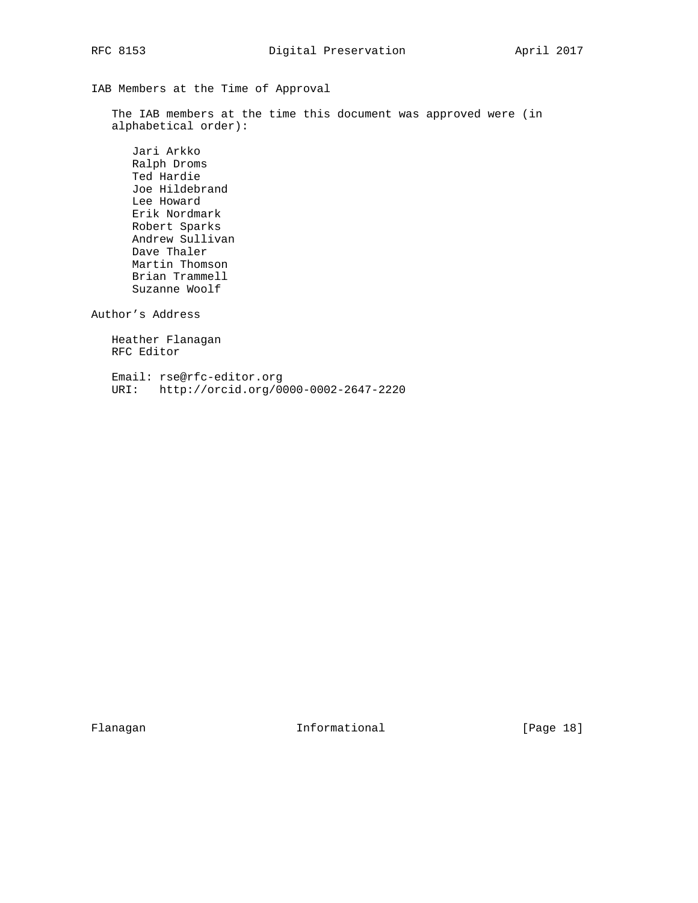## IAB Members at the Time of Approval

The IAB members at the time this document was approved were (in alphabetical order):

- Jari Arkko
- Ralph Droms
- Ted Hardie
- Joe Hildebrand
- Lee Howard
- Erik Nordmark
- Robert Sparks
- Andrew Sullivan
- Dave Thaler
- Martin Thomson
- Brian Trammell
- Suzanne Woolf

## Author's Address

Heather Flanagan
RFC Editor

Email: rse@rfc-editor.org
URI: http://orcid.org/0000-0002-2647-2220